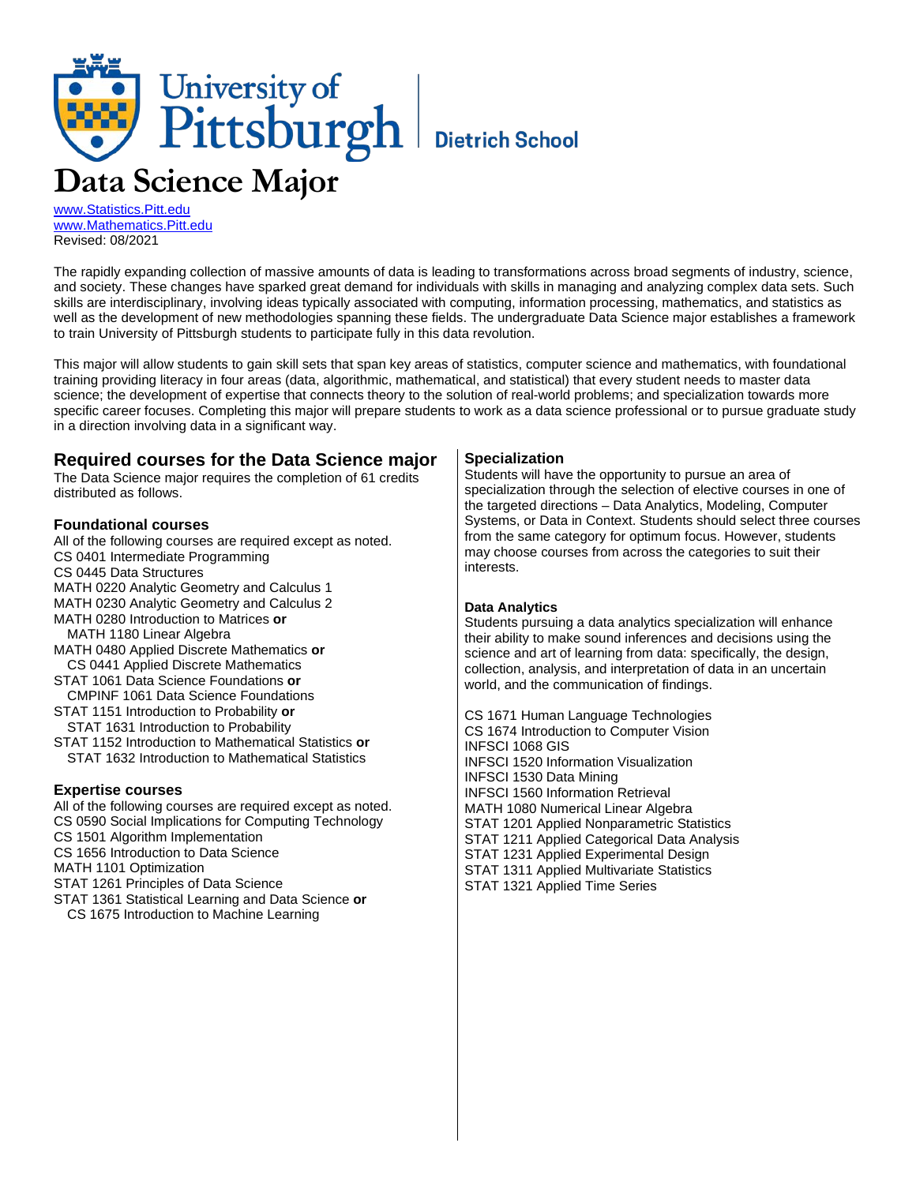University of Pittsburgh | Dietrich School

# Data Science Major

www.Statistics.Pitt.edu
www.Mathematics.Pitt.edu
Revised: 08/2021

The rapidly expanding collection of massive amounts of data is leading to transformations across broad segments of industry, science, and society. These changes have sparked great demand for individuals with skills in managing and analyzing complex data sets. Such skills are interdisciplinary, involving ideas typically associated with computing, information processing, mathematics, and statistics as well as the development of new methodologies spanning these fields. The undergraduate Data Science major establishes a framework to train University of Pittsburgh students to participate fully in this data revolution.

This major will allow students to gain skill sets that span key areas of statistics, computer science and mathematics, with foundational training providing literacy in four areas (data, algorithmic, mathematical, and statistical) that every student needs to master data science; the development of expertise that connects theory to the solution of real-world problems; and specialization towards more specific career focuses. Completing this major will prepare students to work as a data science professional or to pursue graduate study in a direction involving data in a significant way.

## Required courses for the Data Science major

The Data Science major requires the completion of 61 credits distributed as follows.

### Foundational courses

All of the following courses are required except as noted.

- CS 0401 Intermediate Programming
- CS 0445 Data Structures
- MATH 0220 Analytic Geometry and Calculus 1
- MATH 0230 Analytic Geometry and Calculus 2
- MATH 0280 Introduction to Matrices **or**
  MATH 1180 Linear Algebra
- MATH 0480 Applied Discrete Mathematics **or**
  CS 0441 Applied Discrete Mathematics
- STAT 1061 Data Science Foundations **or**
  CMPINF 1061 Data Science Foundations
- STAT 1151 Introduction to Probability **or**
  STAT 1631 Introduction to Probability
- STAT 1152 Introduction to Mathematical Statistics **or**
  STAT 1632 Introduction to Mathematical Statistics

### Expertise courses

All of the following courses are required except as noted.

- CS 0590 Social Implications for Computing Technology
- CS 1501 Algorithm Implementation
- CS 1656 Introduction to Data Science
- MATH 1101 Optimization
- STAT 1261 Principles of Data Science
- STAT 1361 Statistical Learning and Data Science **or**
  CS 1675 Introduction to Machine Learning

### Specialization

Students will have the opportunity to pursue an area of specialization through the selection of elective courses in one of the targeted directions – Data Analytics, Modeling, Computer Systems, or Data in Context. Students should select three courses from the same category for optimum focus. However, students may choose courses from across the categories to suit their interests.

### Data Analytics

Students pursuing a data analytics specialization will enhance their ability to make sound inferences and decisions using the science and art of learning from data: specifically, the design, collection, analysis, and interpretation of data in an uncertain world, and the communication of findings.

- CS 1671 Human Language Technologies
- CS 1674 Introduction to Computer Vision
- INFSCI 1068 GIS
- INFSCI 1520 Information Visualization
- INFSCI 1530 Data Mining
- INFSCI 1560 Information Retrieval
- MATH 1080 Numerical Linear Algebra
- STAT 1201 Applied Nonparametric Statistics
- STAT 1211 Applied Categorical Data Analysis
- STAT 1231 Applied Experimental Design
- STAT 1311 Applied Multivariate Statistics
- STAT 1321 Applied Time Series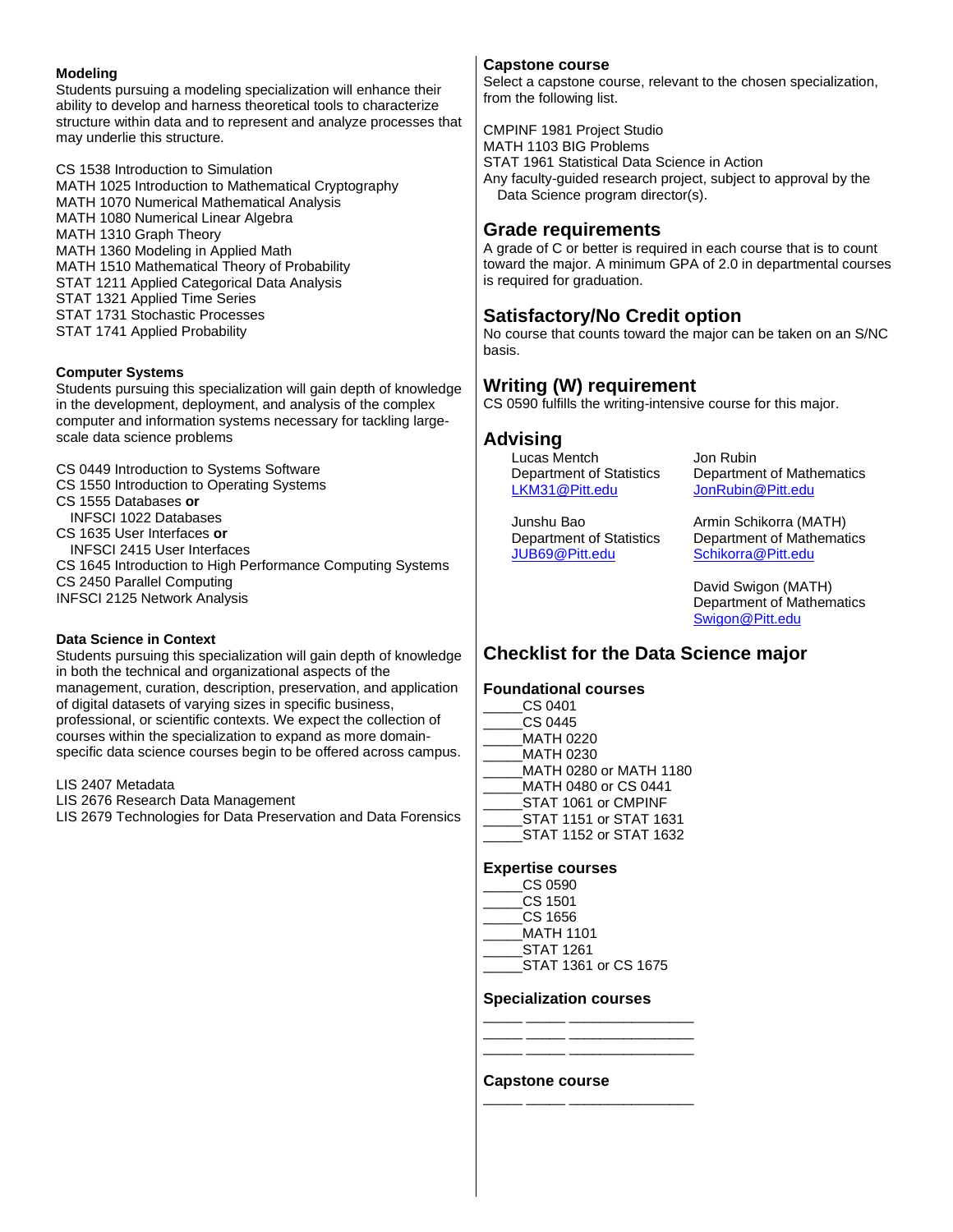### Modeling

Students pursuing a modeling specialization will enhance their ability to develop and harness theoretical tools to characterize structure within data and to represent and analyze processes that may underlie this structure.

CS 1538 Introduction to Simulation
MATH 1025 Introduction to Mathematical Cryptography
MATH 1070 Numerical Mathematical Analysis
MATH 1080 Numerical Linear Algebra
MATH 1310 Graph Theory
MATH 1360 Modeling in Applied Math
MATH 1510 Mathematical Theory of Probability
STAT 1211 Applied Categorical Data Analysis
STAT 1321 Applied Time Series
STAT 1731 Stochastic Processes
STAT 1741 Applied Probability

### Computer Systems

Students pursuing this specialization will gain depth of knowledge in the development, deployment, and analysis of the complex computer and information systems necessary for tackling large-scale data science problems

CS 0449 Introduction to Systems Software
CS 1550 Introduction to Operating Systems
CS 1555 Databases **or**
  INFSCI 1022 Databases
CS 1635 User Interfaces **or**
  INFSCI 2415 User Interfaces
CS 1645 Introduction to High Performance Computing Systems
CS 2450 Parallel Computing
INFSCI 2125 Network Analysis

### Data Science in Context

Students pursuing this specialization will gain depth of knowledge in both the technical and organizational aspects of the management, curation, description, preservation, and application of digital datasets of varying sizes in specific business, professional, or scientific contexts. We expect the collection of courses within the specialization to expand as more domain-specific data science courses begin to be offered across campus.

LIS 2407 Metadata
LIS 2676 Research Data Management
LIS 2679 Technologies for Data Preservation and Data Forensics

### Capstone course

Select a capstone course, relevant to the chosen specialization, from the following list.

CMPINF 1981 Project Studio
MATH 1103 BIG Problems
STAT 1961 Statistical Data Science in Action
Any faculty-guided research project, subject to approval by the Data Science program director(s).

## Grade requirements

A grade of C or better is required in each course that is to count toward the major. A minimum GPA of 2.0 in departmental courses is required for graduation.

## Satisfactory/No Credit option

No course that counts toward the major can be taken on an S/NC basis.

## Writing (W) requirement

CS 0590 fulfills the writing-intensive course for this major.

## Advising

Lucas Mentch
Department of Statistics
LKM31@Pitt.edu

Junshu Bao
Department of Statistics
JUB69@Pitt.edu

Jon Rubin
Department of Mathematics
JonRubin@Pitt.edu

Armin Schikorra (MATH)
Department of Mathematics
Schikorra@Pitt.edu

David Swigon (MATH)
Department of Mathematics
Swigon@Pitt.edu

## Checklist for the Data Science major

### Foundational courses

_____CS 0401
_____CS 0445
_____MATH 0220
_____MATH 0230
_____MATH 0280 or MATH 1180
_____MATH 0480 or CS 0441
_____STAT 1061 or CMPINF
_____STAT 1151 or STAT 1631
_____STAT 1152 or STAT 1632

### Expertise courses

_____CS 0590
_____CS 1501
_____CS 1656
_____MATH 1101
_____STAT 1261
_____STAT 1361 or CS 1675

### Specialization courses

_____ _____ ________________
_____ _____ ________________
_____ _____ ________________

### Capstone course

_____ _____ ________________